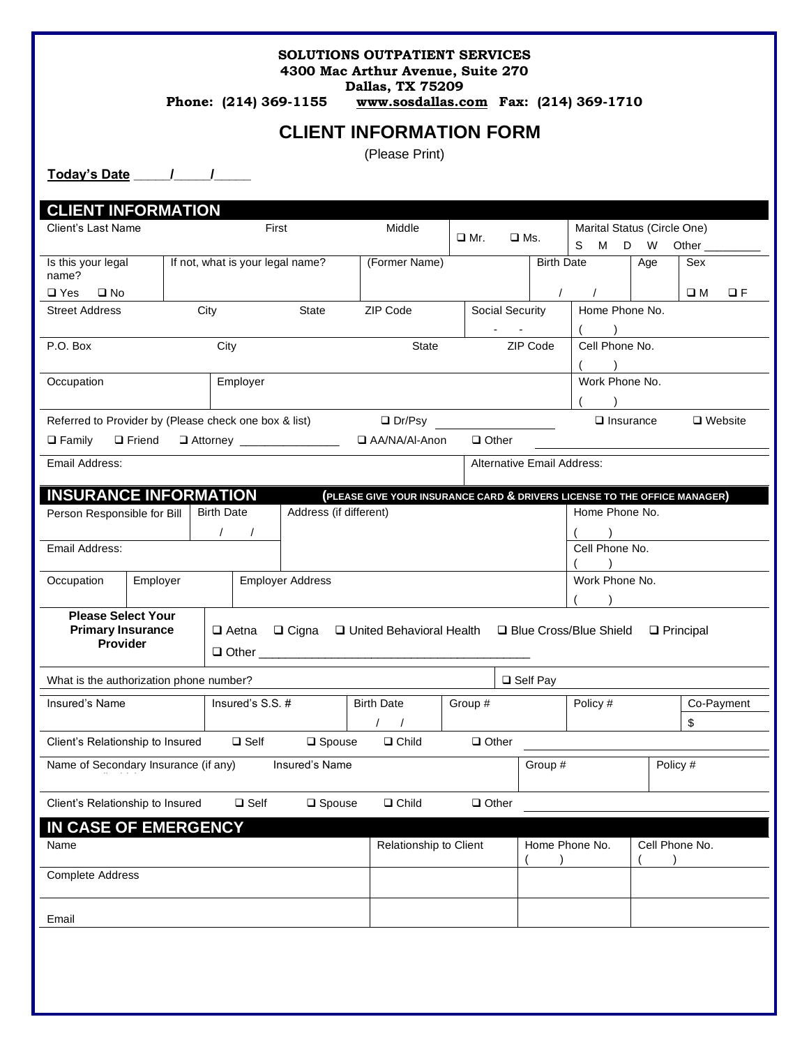**SOLUTIONS OUTPATIENT SERVICES**
**4300 Mac Arthur Avenue, Suite 270**
**Dallas, TX 75209**
**Phone: (214) 369-1155 www.sosdallas.com Fax: (214) 369-1710**

# CLIENT INFORMATION FORM

(Please Print)

**Today's Date \_\_\_\_\_/\_\_\_\_\_/\_\_\_\_\_**

## CLIENT INFORMATION

| Client's Last Name | First | Middle | ❑ Mr. ❑ Ms. | Marital Status (Circle One) S M D W Other \_\_\_\_\_\_\_\_\_ |
|---|---|---|---|---|

| Is this your legal name? ❑ Yes ❑ No | If not, what is your legal name? | (Former Name) | Birth Date / / | Age | Sex ❑ M ❑ F |
|---|---|---|---|---|---|

| Street Address | City | State | ZIP Code | Social Security - - | Home Phone No. ( ) |
|---|---|---|---|---|---|
| P.O. Box | City | State | ZIP Code | | Cell Phone No. ( ) |
| Occupation | Employer | | | | Work Phone No. ( ) |

Referred to Provider by (Please check one box & list) ❑ Dr/Psy \_\_\_\_\_\_\_\_\_\_\_\_\_\_\_\_ ❑ Insurance ❑ Website

❑ Family ❑ Friend ❑ Attorney \_\_\_\_\_\_\_\_\_\_\_\_\_\_\_\_ ❑ AA/NA/Al-Anon ❑ Other \_\_\_\_\_\_\_\_\_\_\_\_\_\_\_\_\_\_\_\_

| Email Address: | Alternative Email Address: |
|---|---|

## INSURANCE INFORMATION

**(PLEASE GIVE YOUR INSURANCE CARD & DRIVERS LICENSE TO THE OFFICE MANAGER)**

| Person Responsible for Bill | Birth Date / / | Address (if different) | Home Phone No. ( ) |
|---|---|---|---|
| Email Address: | | | Cell Phone No. ( ) |

| Occupation | Employer | Employer Address | Work Phone No. ( ) |
|---|---|---|---|

**Please Select Your Primary Insurance Provider** ❑ Aetna ❑ Cigna ❑ United Behavioral Health ❑ Blue Cross/Blue Shield ❑ Principal ❑ Other \_\_\_\_\_\_\_\_\_\_\_\_\_\_\_\_\_\_\_\_\_\_\_\_\_\_\_\_\_\_\_\_\_\_\_\_\_\_\_\_

What is the authorization phone number? ❑ Self Pay

| Insured's Name | Insured's S.S. # | Birth Date / / | Group # | Policy # | Co-Payment $ |
|---|---|---|---|---|---|

Client's Relationship to Insured ❑ Self ❑ Spouse ❑ Child ❑ Other \_\_\_\_\_\_\_\_\_\_\_\_\_\_\_\_\_\_\_\_

| Name of Secondary Insurance (if any) | Insured's Name | Group # | Policy # |
|---|---|---|---|

Client's Relationship to Insured ❑ Self ❑ Spouse ❑ Child ❑ Other \_\_\_\_\_\_\_\_\_\_\_\_\_\_\_\_\_\_\_\_

## IN CASE OF EMERGENCY

| Name | Relationship to Client | Home Phone No. ( ) | Cell Phone No. ( ) |
|---|---|---|---|
| Complete Address | | | |
| Email | | | |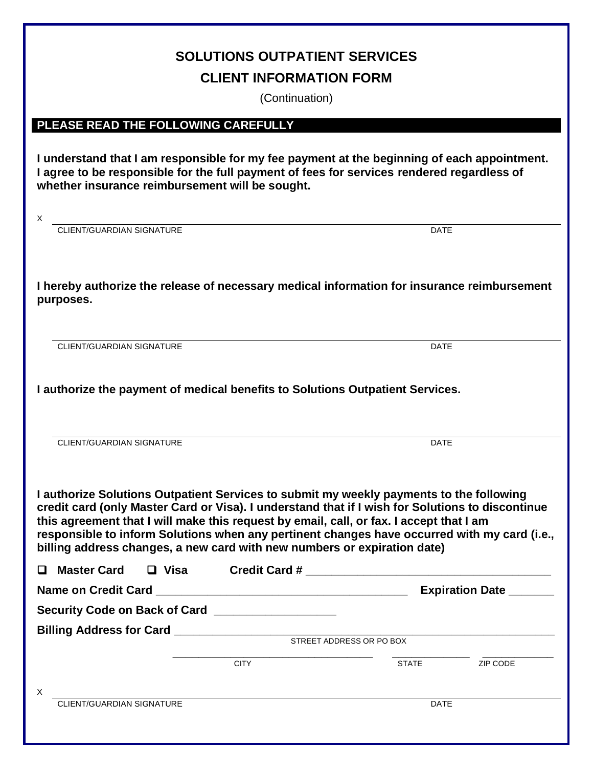# SOLUTIONS OUTPATIENT SERVICES

## CLIENT INFORMATION FORM

(Continuation)

### PLEASE READ THE FOLLOWING CAREFULLY

**I understand that I am responsible for my fee payment at the beginning of each appointment. I agree to be responsible for the full payment of fees for services rendered regardless of whether insurance reimbursement will be sought.**

X ______________________________________________________________

CLIENT/GUARDIAN SIGNATURE DATE

**I hereby authorize the release of necessary medical information for insurance reimbursement purposes.**

______________________________________________________________

CLIENT/GUARDIAN SIGNATURE DATE

**I authorize the payment of medical benefits to Solutions Outpatient Services.**

______________________________________________________________

CLIENT/GUARDIAN SIGNATURE DATE

**I authorize Solutions Outpatient Services to submit my weekly payments to the following credit card (only Master Card or Visa). I understand that if I wish for Solutions to discontinue this agreement that I will make this request by email, call, or fax. I accept that I am responsible to inform Solutions when any pertinent changes have occurred with my card (i.e., billing address changes, a new card with new numbers or expiration date)**

❑ **Master Card** ❑ **Visa** **Credit Card #** ______________________________________

**Name on Credit Card** ______________________________________ **Expiration Date** _______

**Security Code on Back of Card** __________________

**Billing Address for Card** ______________________________________________________

STREET ADDRESS OR PO BOX

______________________________________ _______________ _____________

CITY STATE ZIP CODE

X ______________________________________________________________

CLIENT/GUARDIAN SIGNATURE DATE